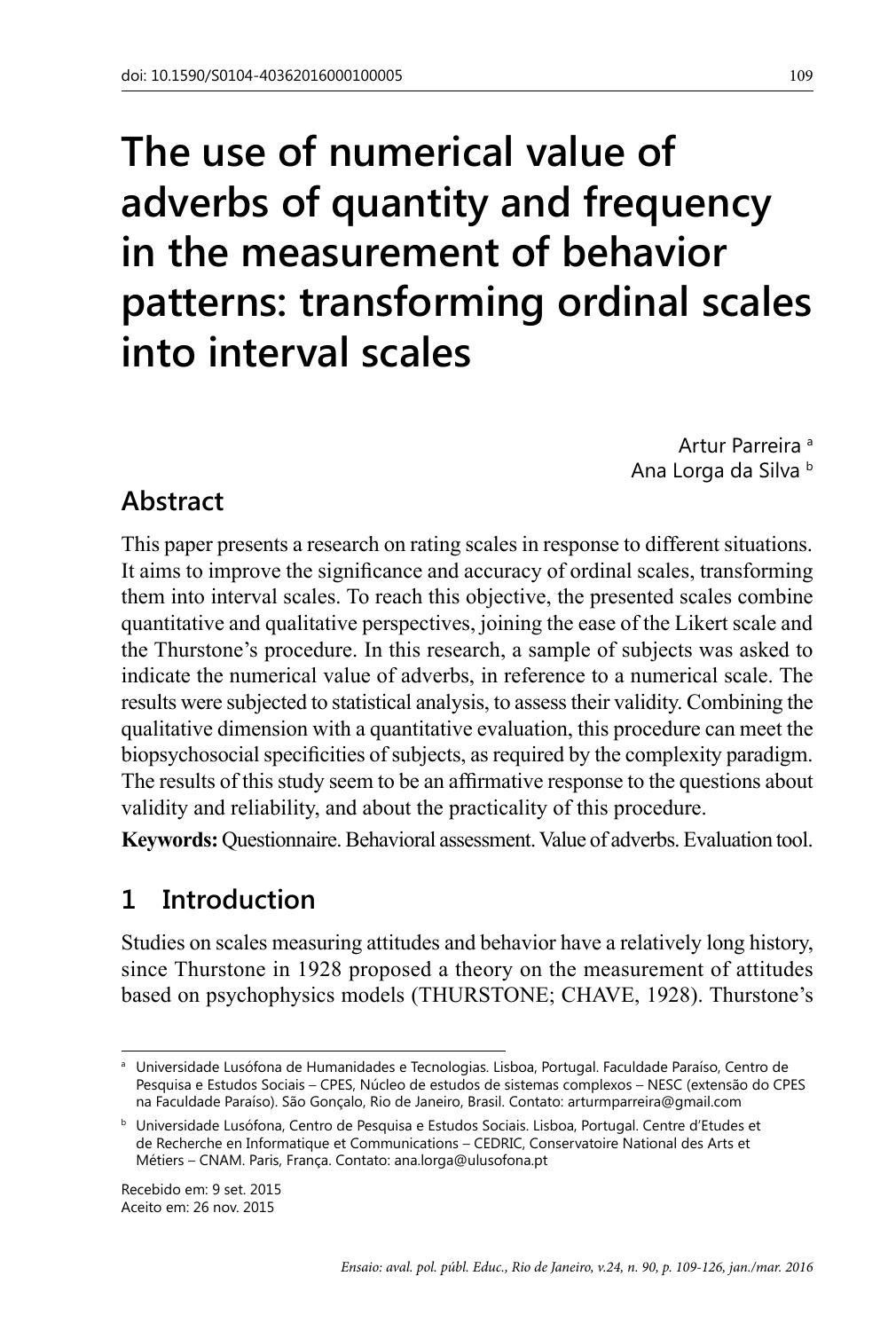# The use of numerical value of adverbs of quantity and frequency in the measurement of behavior patterns: transforming ordinal scales into interval scales

Artur Parreira [a]
Ana Lorga da Silva [b]

## Abstract

This paper presents a research on rating scales in response to different situations. It aims to improve the significance and accuracy of ordinal scales, transforming them into interval scales. To reach this objective, the presented scales combine quantitative and qualitative perspectives, joining the ease of the Likert scale and the Thurstone's procedure. In this research, a sample of subjects was asked to indicate the numerical value of adverbs, in reference to a numerical scale. The results were subjected to statistical analysis, to assess their validity. Combining the qualitative dimension with a quantitative evaluation, this procedure can meet the biopsychosocial specificities of subjects, as required by the complexity paradigm. The results of this study seem to be an affirmative response to the questions about validity and reliability, and about the practicality of this procedure.

**Keywords:** Questionnaire. Behavioral assessment. Value of adverbs. Evaluation tool.

## 1 Introduction

Studies on scales measuring attitudes and behavior have a relatively long history, since Thurstone in 1928 proposed a theory on the measurement of attitudes based on psychophysics models (THURSTONE; CHAVE, 1928). Thurstone's

[a] Universidade Lusófona de Humanidades e Tecnologias. Lisboa, Portugal. Faculdade Paraíso, Centro de Pesquisa e Estudos Sociais – CPES, Núcleo de estudos de sistemas complexos – NESC (extensão do CPES na Faculdade Paraíso). São Gonçalo, Rio de Janeiro, Brasil. Contato: arturmparreira@gmail.com

[b] Universidade Lusófona, Centro de Pesquisa e Estudos Sociais. Lisboa, Portugal. Centre d'Etudes et de Recherche en Informatique et Communications – CEDRIC, Conservatoire National des Arts et Métiers – CNAM. Paris, França. Contato: ana.lorga@ulusofona.pt

Recebido em: 9 set. 2015
Aceito em: 26 nov. 2015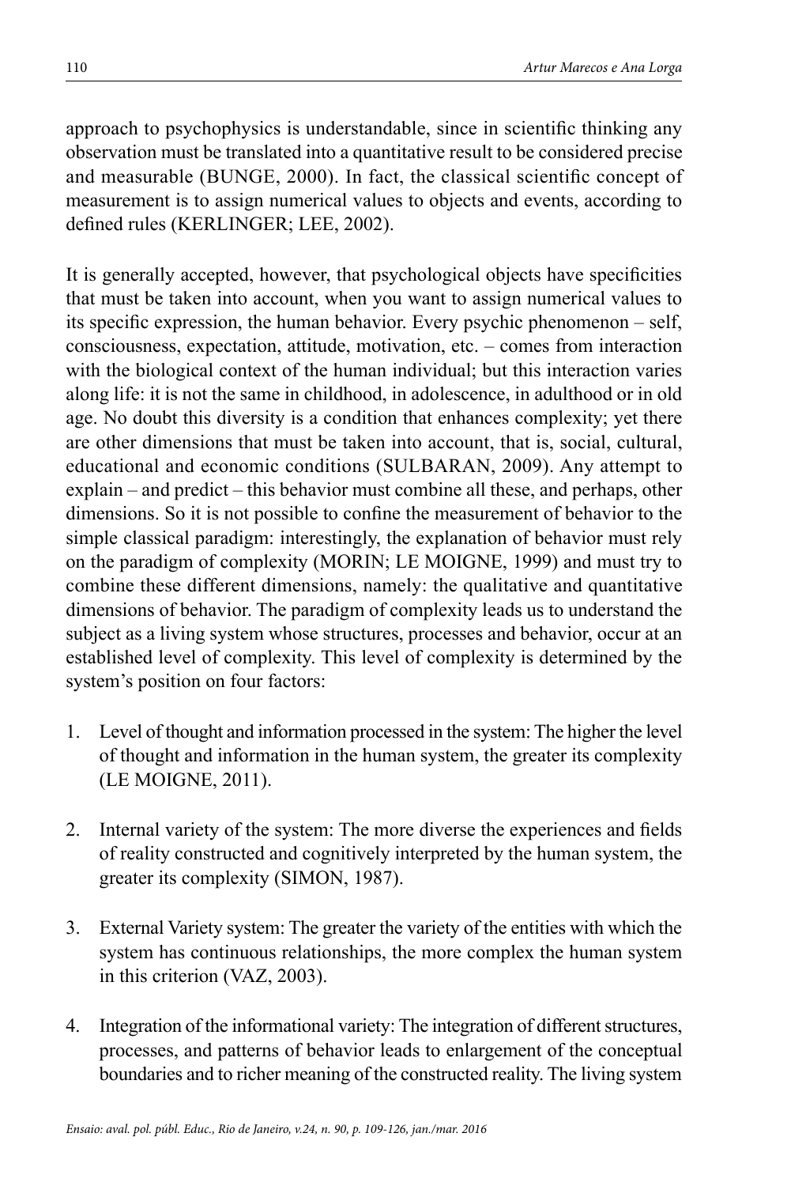approach to psychophysics is understandable, since in scientific thinking any observation must be translated into a quantitative result to be considered precise and measurable (BUNGE, 2000). In fact, the classical scientific concept of measurement is to assign numerical values to objects and events, according to defined rules (KERLINGER; LEE, 2002).

It is generally accepted, however, that psychological objects have specificities that must be taken into account, when you want to assign numerical values to its specific expression, the human behavior. Every psychic phenomenon – self, consciousness, expectation, attitude, motivation, etc. – comes from interaction with the biological context of the human individual; but this interaction varies along life: it is not the same in childhood, in adolescence, in adulthood or in old age. No doubt this diversity is a condition that enhances complexity; yet there are other dimensions that must be taken into account, that is, social, cultural, educational and economic conditions (SULBARAN, 2009). Any attempt to explain – and predict – this behavior must combine all these, and perhaps, other dimensions. So it is not possible to confine the measurement of behavior to the simple classical paradigm: interestingly, the explanation of behavior must rely on the paradigm of complexity (MORIN; LE MOIGNE, 1999) and must try to combine these different dimensions, namely: the qualitative and quantitative dimensions of behavior. The paradigm of complexity leads us to understand the subject as a living system whose structures, processes and behavior, occur at an established level of complexity. This level of complexity is determined by the system's position on four factors:

1. Level of thought and information processed in the system: The higher the level of thought and information in the human system, the greater its complexity (LE MOIGNE, 2011).

2. Internal variety of the system: The more diverse the experiences and fields of reality constructed and cognitively interpreted by the human system, the greater its complexity (SIMON, 1987).

3. External Variety system: The greater the variety of the entities with which the system has continuous relationships, the more complex the human system in this criterion (VAZ, 2003).

4. Integration of the informational variety: The integration of different structures, processes, and patterns of behavior leads to enlargement of the conceptual boundaries and to richer meaning of the constructed reality. The living system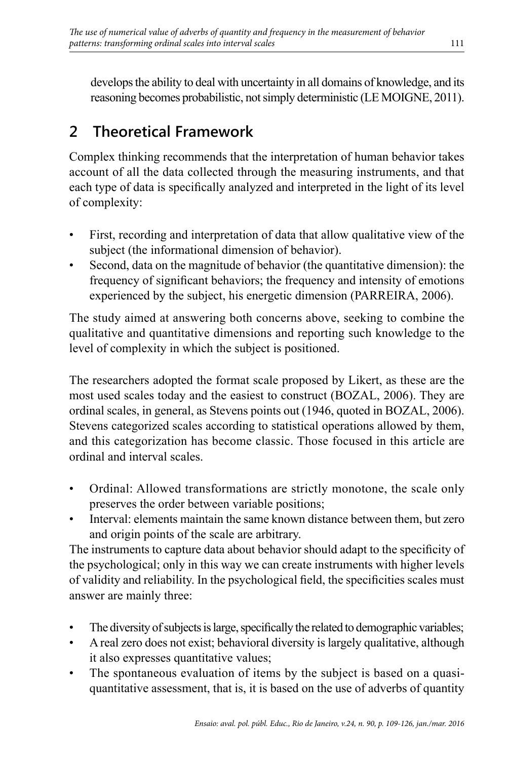develops the ability to deal with uncertainty in all domains of knowledge, and its reasoning becomes probabilistic, not simply deterministic (LE MOIGNE, 2011).

## 2 Theoretical Framework

Complex thinking recommends that the interpretation of human behavior takes account of all the data collected through the measuring instruments, and that each type of data is specifically analyzed and interpreted in the light of its level of complexity:

- First, recording and interpretation of data that allow qualitative view of the subject (the informational dimension of behavior).
- Second, data on the magnitude of behavior (the quantitative dimension): the frequency of significant behaviors; the frequency and intensity of emotions experienced by the subject, his energetic dimension (PARREIRA, 2006).

The study aimed at answering both concerns above, seeking to combine the qualitative and quantitative dimensions and reporting such knowledge to the level of complexity in which the subject is positioned.

The researchers adopted the format scale proposed by Likert, as these are the most used scales today and the easiest to construct (BOZAL, 2006). They are ordinal scales, in general, as Stevens points out (1946, quoted in BOZAL, 2006). Stevens categorized scales according to statistical operations allowed by them, and this categorization has become classic. Those focused in this article are ordinal and interval scales.

- Ordinal: Allowed transformations are strictly monotone, the scale only preserves the order between variable positions;
- Interval: elements maintain the same known distance between them, but zero and origin points of the scale are arbitrary.

The instruments to capture data about behavior should adapt to the specificity of the psychological; only in this way we can create instruments with higher levels of validity and reliability. In the psychological field, the specificities scales must answer are mainly three:

- The diversity of subjects is large, specifically the related to demographic variables;
- A real zero does not exist; behavioral diversity is largely qualitative, although it also expresses quantitative values;
- The spontaneous evaluation of items by the subject is based on a quasi-quantitative assessment, that is, it is based on the use of adverbs of quantity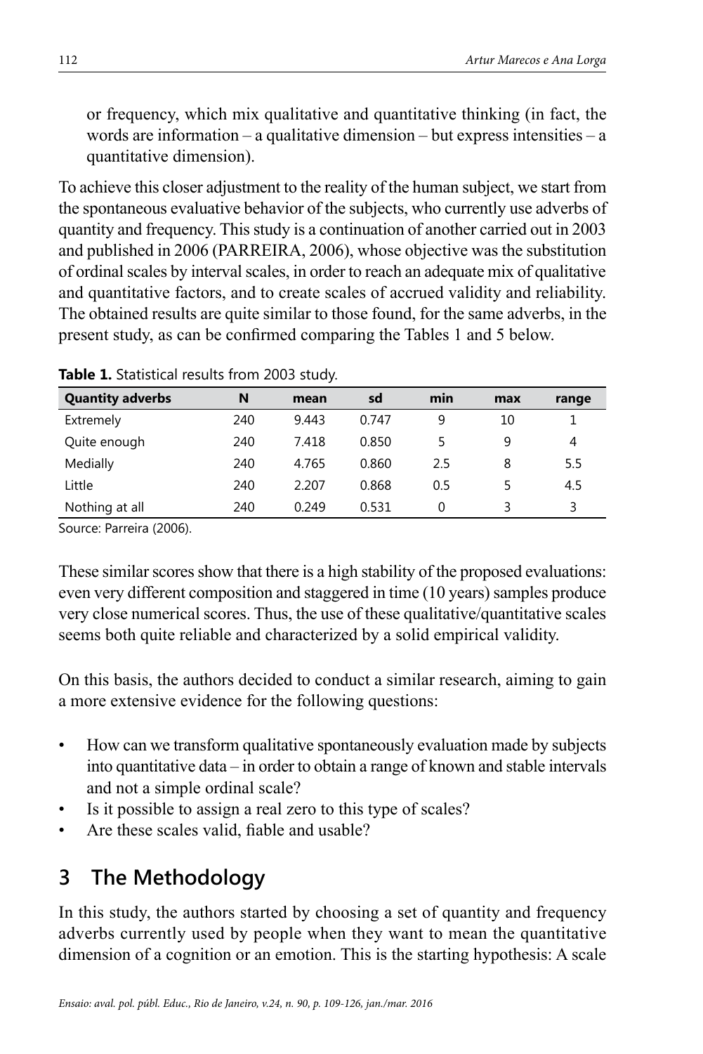or frequency, which mix qualitative and quantitative thinking (in fact, the words are information – a qualitative dimension – but express intensities – a quantitative dimension).

To achieve this closer adjustment to the reality of the human subject, we start from the spontaneous evaluative behavior of the subjects, who currently use adverbs of quantity and frequency. This study is a continuation of another carried out in 2003 and published in 2006 (PARREIRA, 2006), whose objective was the substitution of ordinal scales by interval scales, in order to reach an adequate mix of qualitative and quantitative factors, and to create scales of accrued validity and reliability. The obtained results are quite similar to those found, for the same adverbs, in the present study, as can be confirmed comparing the Tables 1 and 5 below.

**Table 1.** Statistical results from 2003 study.

| Quantity adverbs | N | mean | sd | min | max | range |
|---|---|---|---|---|---|---|
| Extremely | 240 | 9.443 | 0.747 | 9 | 10 | 1 |
| Quite enough | 240 | 7.418 | 0.850 | 5 | 9 | 4 |
| Medially | 240 | 4.765 | 0.860 | 2.5 | 8 | 5.5 |
| Little | 240 | 2.207 | 0.868 | 0.5 | 5 | 4.5 |
| Nothing at all | 240 | 0.249 | 0.531 | 0 | 3 | 3 |

Source: Parreira (2006).

These similar scores show that there is a high stability of the proposed evaluations: even very different composition and staggered in time (10 years) samples produce very close numerical scores. Thus, the use of these qualitative/quantitative scales seems both quite reliable and characterized by a solid empirical validity.

On this basis, the authors decided to conduct a similar research, aiming to gain a more extensive evidence for the following questions:

- How can we transform qualitative spontaneously evaluation made by subjects into quantitative data – in order to obtain a range of known and stable intervals and not a simple ordinal scale?
- Is it possible to assign a real zero to this type of scales?
- Are these scales valid, fiable and usable?

## 3 The Methodology

In this study, the authors started by choosing a set of quantity and frequency adverbs currently used by people when they want to mean the quantitative dimension of a cognition or an emotion. This is the starting hypothesis: A scale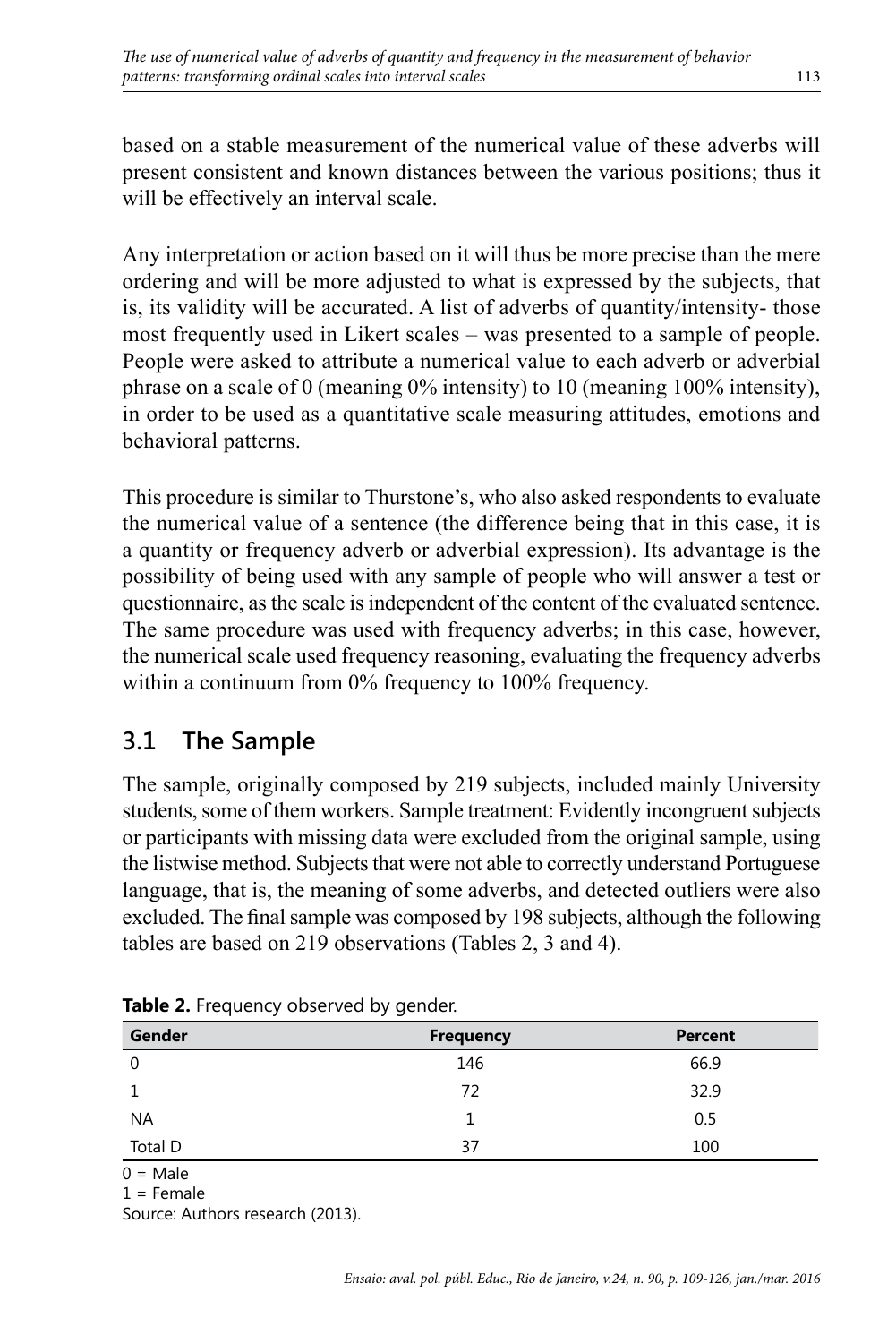based on a stable measurement of the numerical value of these adverbs will present consistent and known distances between the various positions; thus it will be effectively an interval scale.

Any interpretation or action based on it will thus be more precise than the mere ordering and will be more adjusted to what is expressed by the subjects, that is, its validity will be accurated. A list of adverbs of quantity/intensity- those most frequently used in Likert scales – was presented to a sample of people. People were asked to attribute a numerical value to each adverb or adverbial phrase on a scale of 0 (meaning 0% intensity) to 10 (meaning 100% intensity), in order to be used as a quantitative scale measuring attitudes, emotions and behavioral patterns.

This procedure is similar to Thurstone's, who also asked respondents to evaluate the numerical value of a sentence (the difference being that in this case, it is a quantity or frequency adverb or adverbial expression). Its advantage is the possibility of being used with any sample of people who will answer a test or questionnaire, as the scale is independent of the content of the evaluated sentence. The same procedure was used with frequency adverbs; in this case, however, the numerical scale used frequency reasoning, evaluating the frequency adverbs within a continuum from 0% frequency to 100% frequency.

## 3.1 The Sample

The sample, originally composed by 219 subjects, included mainly University students, some of them workers. Sample treatment: Evidently incongruent subjects or participants with missing data were excluded from the original sample, using the listwise method. Subjects that were not able to correctly understand Portuguese language, that is, the meaning of some adverbs, and detected outliers were also excluded. The final sample was composed by 198 subjects, although the following tables are based on 219 observations (Tables 2, 3 and 4).

**Table 2.** Frequency observed by gender.

| Gender | Frequency | Percent |
|---|---|---|
| 0 | 146 | 66.9 |
| 1 | 72 | 32.9 |
| NA | 1 | 0.5 |
| Total D | 37 | 100 |

0 = Male

1 = Female

Source: Authors research (2013).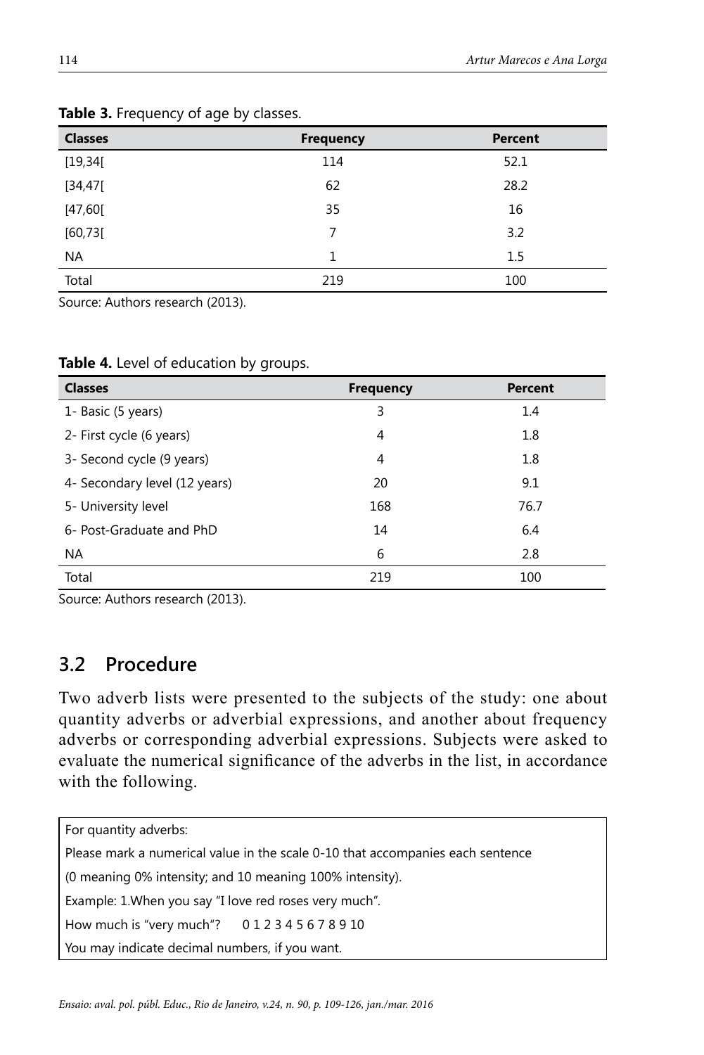**Table 3.** Frequency of age by classes.

| Classes | Frequency | Percent |
|---|---|---|
| [19,34[ | 114 | 52.1 |
| [34,47[ | 62 | 28.2 |
| [47,60[ | 35 | 16 |
| [60,73[ | 7 | 3.2 |
| NA | 1 | 1.5 |
| Total | 219 | 100 |

Source: Authors research (2013).

**Table 4.** Level of education by groups.

| Classes | Frequency | Percent |
|---|---|---|
| 1- Basic (5 years) | 3 | 1.4 |
| 2- First cycle (6 years) | 4 | 1.8 |
| 3- Second cycle (9 years) | 4 | 1.8 |
| 4- Secondary level (12 years) | 20 | 9.1 |
| 5- University level | 168 | 76.7 |
| 6- Post-Graduate and PhD | 14 | 6.4 |
| NA | 6 | 2.8 |
| Total | 219 | 100 |

Source: Authors research (2013).

## 3.2 Procedure

Two adverb lists were presented to the subjects of the study: one about quantity adverbs or adverbial expressions, and another about frequency adverbs or corresponding adverbial expressions. Subjects were asked to evaluate the numerical significance of the adverbs in the list, in accordance with the following.

> For quantity adverbs:
>
> Please mark a numerical value in the scale 0-10 that accompanies each sentence
>
> (0 meaning 0% intensity; and 10 meaning 100% intensity).
>
> Example: 1.When you say "I love red roses very much".
>
> How much is "very much"? 0 1 2 3 4 5 6 7 8 9 10
>
> You may indicate decimal numbers, if you want.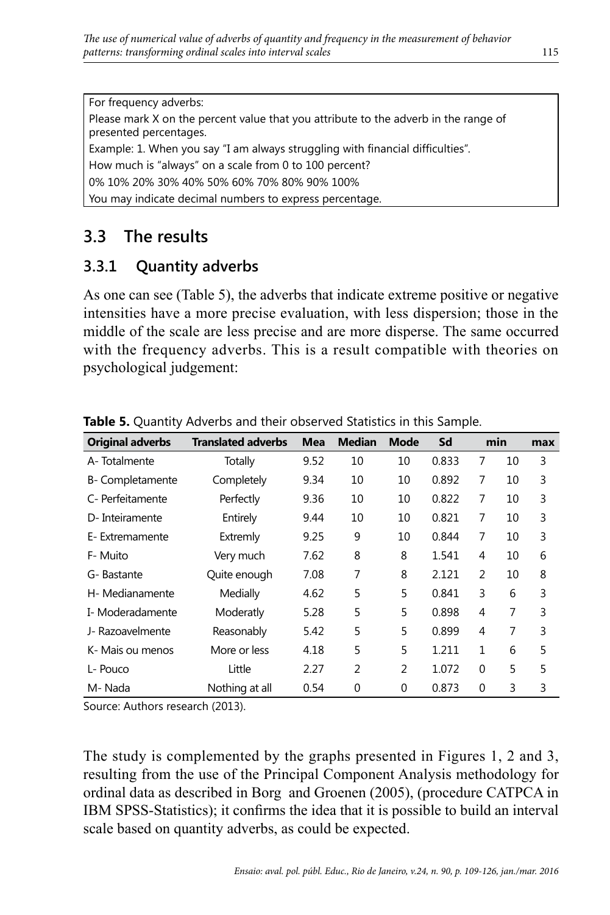For frequency adverbs:
Please mark X on the percent value that you attribute to the adverb in the range of presented percentages.
Example: 1. When you say "I am always struggling with financial difficulties".
How much is "always" on a scale from 0 to 100 percent?
0% 10% 20% 30% 40% 50% 60% 70% 80% 90% 100%
You may indicate decimal numbers to express percentage.

## 3.3 The results

### 3.3.1 Quantity adverbs

As one can see (Table 5), the adverbs that indicate extreme positive or negative intensities have a more precise evaluation, with less dispersion; those in the middle of the scale are less precise and are more disperse. The same occurred with the frequency adverbs. This is a result compatible with theories on psychological judgement:

**Table 5.** Quantity Adverbs and their observed Statistics in this Sample.

| Original adverbs | Translated adverbs | Mea | Median | Mode | Sd | min | | max |
|---|---|---|---|---|---|---|---|---|
| A- Totalmente | Totally | 9.52 | 10 | 10 | 0.833 | 7 | 10 | 3 |
| B- Completamente | Completely | 9.34 | 10 | 10 | 0.892 | 7 | 10 | 3 |
| C- Perfeitamente | Perfectly | 9.36 | 10 | 10 | 0.822 | 7 | 10 | 3 |
| D- Inteiramente | Entirely | 9.44 | 10 | 10 | 0.821 | 7 | 10 | 3 |
| E- Extremamente | Extremly | 9.25 | 9 | 10 | 0.844 | 7 | 10 | 3 |
| F- Muito | Very much | 7.62 | 8 | 8 | 1.541 | 4 | 10 | 6 |
| G- Bastante | Quite enough | 7.08 | 7 | 8 | 2.121 | 2 | 10 | 8 |
| H- Medianamente | Medially | 4.62 | 5 | 5 | 0.841 | 3 | 6 | 3 |
| I- Moderadamente | Moderatly | 5.28 | 5 | 5 | 0.898 | 4 | 7 | 3 |
| J- Razoavelmente | Reasonably | 5.42 | 5 | 5 | 0.899 | 4 | 7 | 3 |
| K- Mais ou menos | More or less | 4.18 | 5 | 5 | 1.211 | 1 | 6 | 5 |
| L- Pouco | Little | 2.27 | 2 | 2 | 1.072 | 0 | 5 | 5 |
| M- Nada | Nothing at all | 0.54 | 0 | 0 | 0.873 | 0 | 3 | 3 |

Source: Authors research (2013).

The study is complemented by the graphs presented in Figures 1, 2 and 3, resulting from the use of the Principal Component Analysis methodology for ordinal data as described in Borg and Groenen (2005), (procedure CATPCA in IBM SPSS-Statistics); it confirms the idea that it is possible to build an interval scale based on quantity adverbs, as could be expected.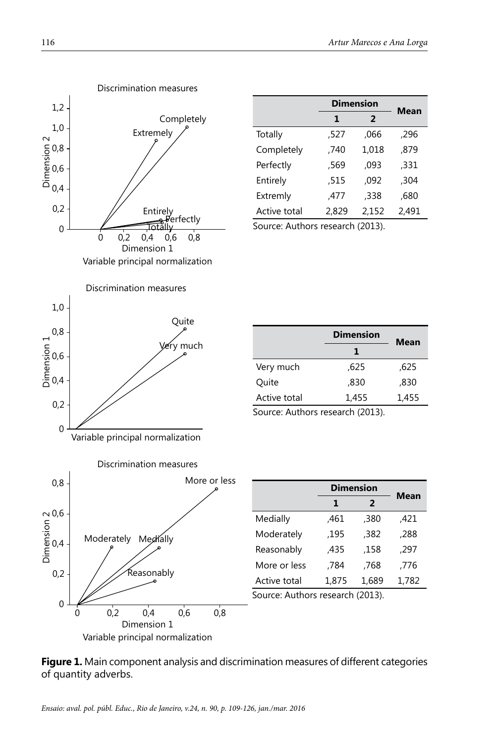Discrimination measures

| | Dimension | | Mean |
|---|---|---|---|
| | 1 | 2 | |
| Totally | ,527 | ,066 | ,296 |
| Completely | ,740 | 1,018 | ,879 |
| Perfectly | ,569 | ,093 | ,331 |
| Entirely | ,515 | ,092 | ,304 |
| Extremly | ,477 | ,338 | ,680 |
| Active total | 2,829 | 2,152 | 2,491 |

Source: Authors research (2013).

Discrimination measures

| | Dimension | Mean |
|---|---|---|
| | 1 | |
| Very much | ,625 | ,625 |
| Quite | ,830 | ,830 |
| Active total | 1,455 | 1,455 |

Source: Authors research (2013).

Discrimination measures

| | Dimension | | Mean |
|---|---|---|---|
| | 1 | 2 | |
| Medially | ,461 | ,380 | ,421 |
| Moderately | ,195 | ,382 | ,288 |
| Reasonably | ,435 | ,158 | ,297 |
| More or less | ,784 | ,768 | ,776 |
| Active total | 1,875 | 1,689 | 1,782 |

Source: Authors research (2013).

**Figure 1.** Main component analysis and discrimination measures of different categories of quantity adverbs.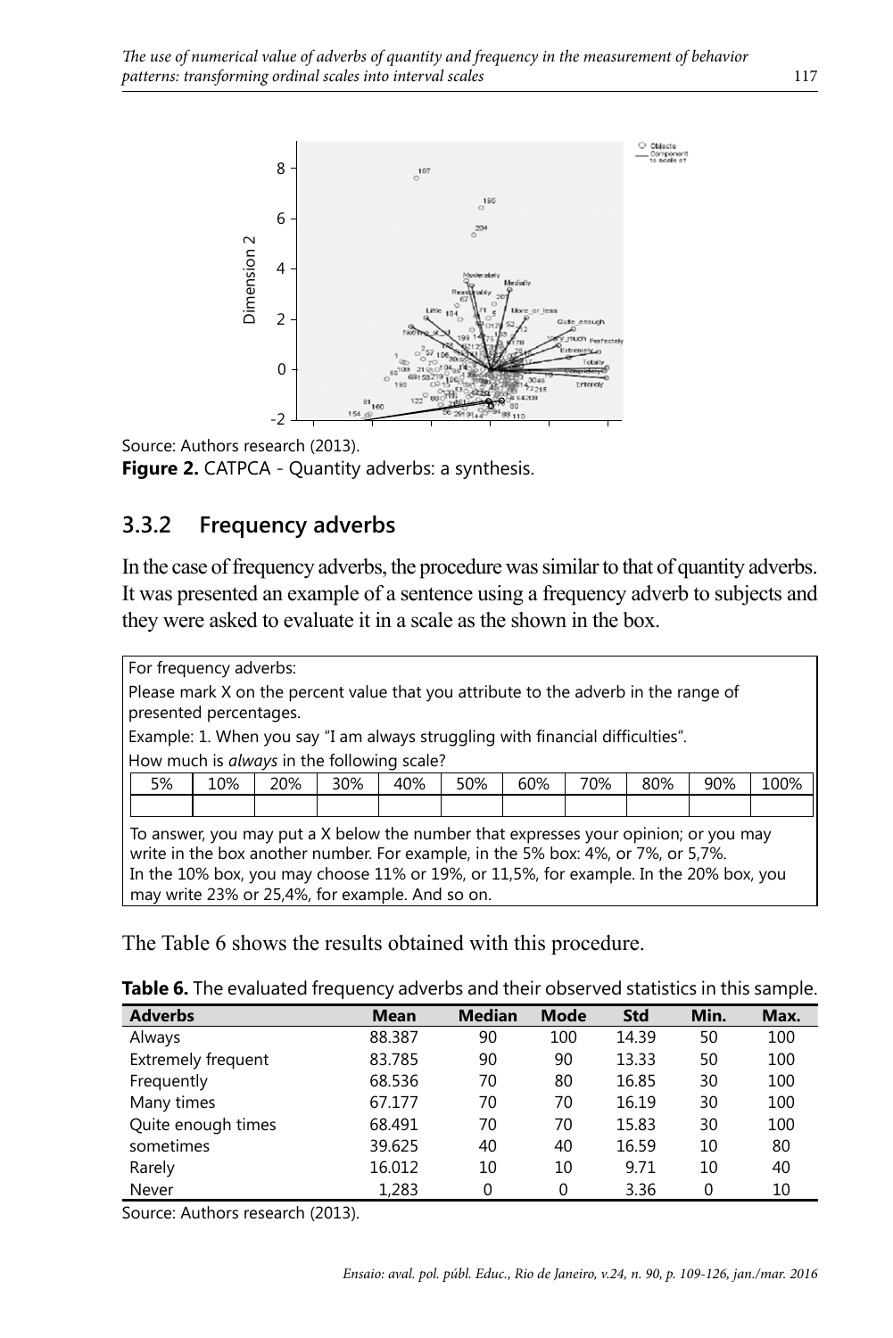Source: Authors research (2013).

**Figure 2.** CATPCA - Quantity adverbs: a synthesis.

### 3.3.2 Frequency adverbs

In the case of frequency adverbs, the procedure was similar to that of quantity adverbs. It was presented an example of a sentence using a frequency adverb to subjects and they were asked to evaluate it in a scale as the shown in the box.

For frequency adverbs:

Please mark X on the percent value that you attribute to the adverb in the range of presented percentages.

Example: 1. When you say "I am always struggling with financial difficulties".

How much is *always* in the following scale?

| 5% | 10% | 20% | 30% | 40% | 50% | 60% | 70% | 80% | 90% | 100% |
|---|---|---|---|---|---|---|---|---|---|---|
| | | | | | | | | | | |

To answer, you may put a X below the number that expresses your opinion; or you may write in the box another number. For example, in the 5% box: 4%, or 7%, or 5,7%. In the 10% box, you may choose 11% or 19%, or 11,5%, for example. In the 20% box, you may write 23% or 25,4%, for example. And so on.

The Table 6 shows the results obtained with this procedure.

**Table 6.** The evaluated frequency adverbs and their observed statistics in this sample.

| Adverbs | Mean | Median | Mode | Std | Min. | Max. |
|---|---|---|---|---|---|---|
| Always | 88.387 | 90 | 100 | 14.39 | 50 | 100 |
| Extremely frequent | 83.785 | 90 | 90 | 13.33 | 50 | 100 |
| Frequently | 68.536 | 70 | 80 | 16.85 | 30 | 100 |
| Many times | 67.177 | 70 | 70 | 16.19 | 30 | 100 |
| Quite enough times | 68.491 | 70 | 70 | 15.83 | 30 | 100 |
| sometimes | 39.625 | 40 | 40 | 16.59 | 10 | 80 |
| Rarely | 16.012 | 10 | 10 | 9.71 | 10 | 40 |
| Never | 1,283 | 0 | 0 | 3.36 | 0 | 10 |

Source: Authors research (2013).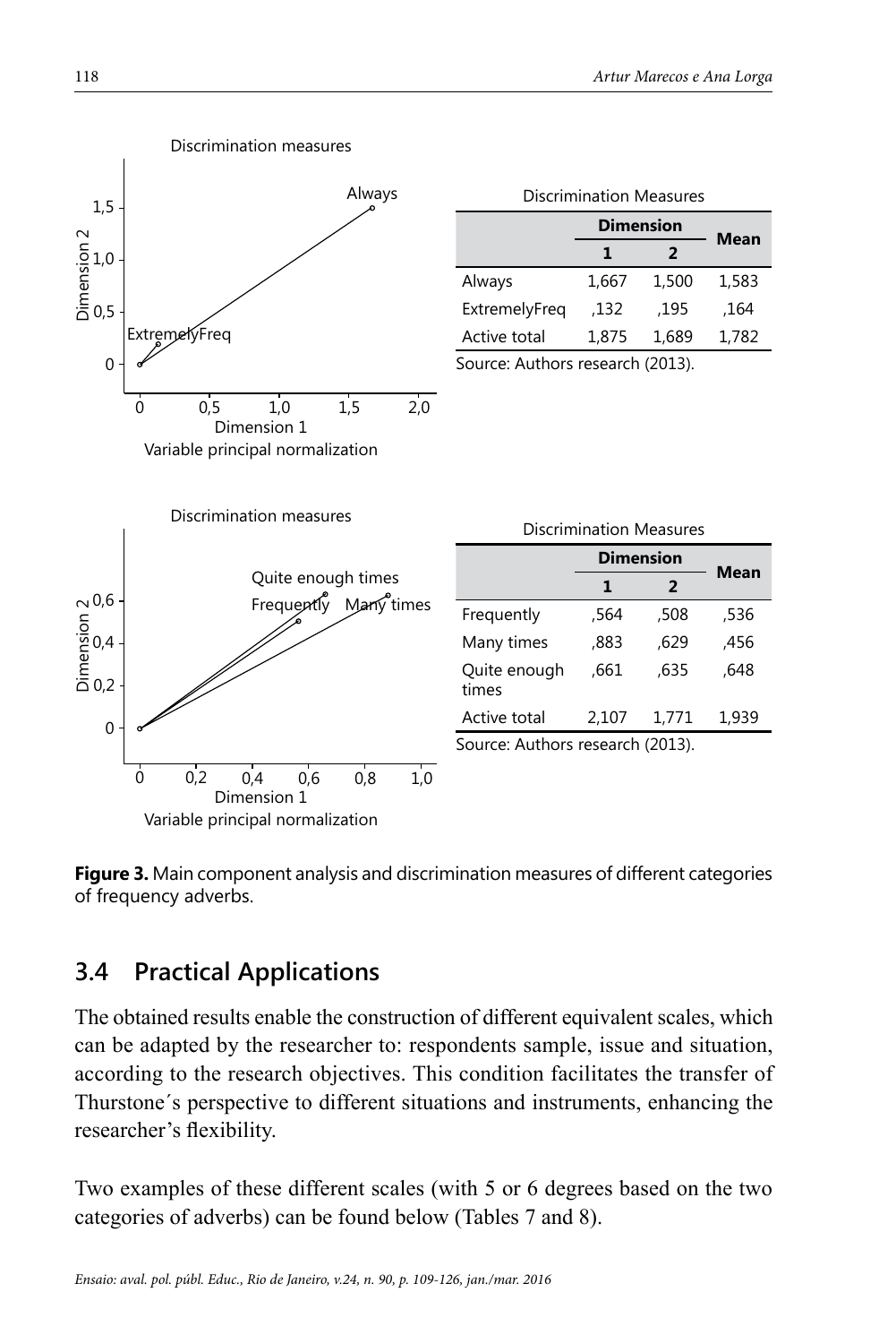| Discrimination Measures | | | |
|---|---|---|---|
| | Dimension | | Mean |
| | 1 | 2 | |
| Always | 1,667 | 1,500 | 1,583 |
| ExtremelyFreq | ,132 | ,195 | ,164 |
| Active total | 1,875 | 1,689 | 1,782 |

Source: Authors research (2013).

| Discrimination Measures | | | |
|---|---|---|---|
| | Dimension | | Mean |
| | 1 | 2 | |
| Frequently | ,564 | ,508 | ,536 |
| Many times | ,883 | ,629 | ,456 |
| Quite enough times | ,661 | ,635 | ,648 |
| Active total | 2,107 | 1,771 | 1,939 |

Source: Authors research (2013).

**Figure 3.** Main component analysis and discrimination measures of different categories of frequency adverbs.

## 3.4 Practical Applications

The obtained results enable the construction of different equivalent scales, which can be adapted by the researcher to: respondents sample, issue and situation, according to the research objectives. This condition facilitates the transfer of Thurstone´s perspective to different situations and instruments, enhancing the researcher's flexibility.

Two examples of these different scales (with 5 or 6 degrees based on the two categories of adverbs) can be found below (Tables 7 and 8).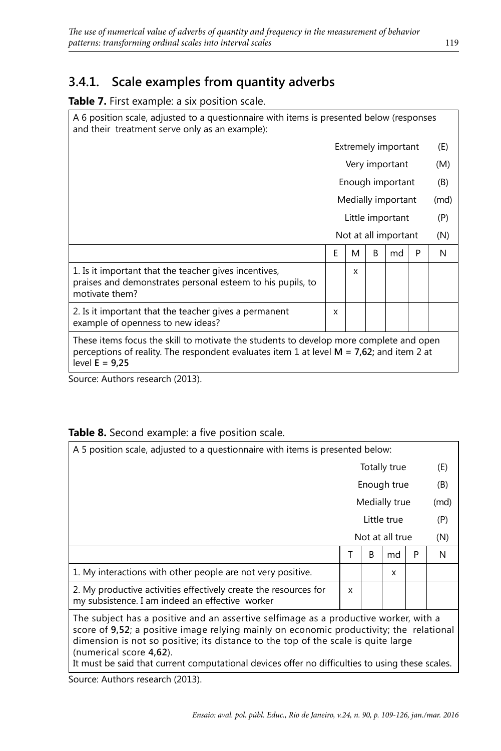### 3.4.1. Scale examples from quantity adverbs

**Table 7.** First example: a six position scale.

| A 6 position scale, adjusted to a questionnaire with items is presented below (responses and their treatment serve only as an example): | | | | | | |
|---|---|---|---|---|---|---|
| | Extremely important (E) | | | | | |
| | Very important (M) | | | | | |
| | Enough important (B) | | | | | |
| | Medially important (md) | | | | | |
| | Little important (P) | | | | | |
| | Not at all important (N) | | | | | |
| | E | M | B | md | P | N |
| 1. Is it important that the teacher gives incentives, praises and demonstrates personal esteem to his pupils, to motivate them? | | x | | | | |
| 2. Is it important that the teacher gives a permanent example of openness to new ideas? | x | | | | | |
| These items focus the skill to motivate the students to develop more complete and open perceptions of reality. The respondent evaluates item 1 at level **M = 7,62;** and item 2 at level **E = 9,25** | | | | | | |

Source: Authors research (2013).

**Table 8.** Second example: a five position scale.

| A 5 position scale, adjusted to a questionnaire with items is presented below: | | | | | |
|---|---|---|---|---|---|
| | Totally true (E) | | | | |
| | Enough true (B) | | | | |
| | Medially true (md) | | | | |
| | Little true (P) | | | | |
| | Not at all true (N) | | | | |
| | T | B | md | P | N |
| 1. My interactions with other people are not very positive. | | | x | | |
| 2. My productive activities effectively create the resources for my subsistence. I am indeed an effective worker | x | | | | |
| The subject has a positive and an assertive selfimage as a productive worker, with a score of **9,52**; a positive image relying mainly on economic productivity; the relational dimension is not so positive; its distance to the top of the scale is quite large (numerical score **4,62**). It must be said that current computational devices offer no difficulties to using these scales. | | | | | |

Source: Authors research (2013).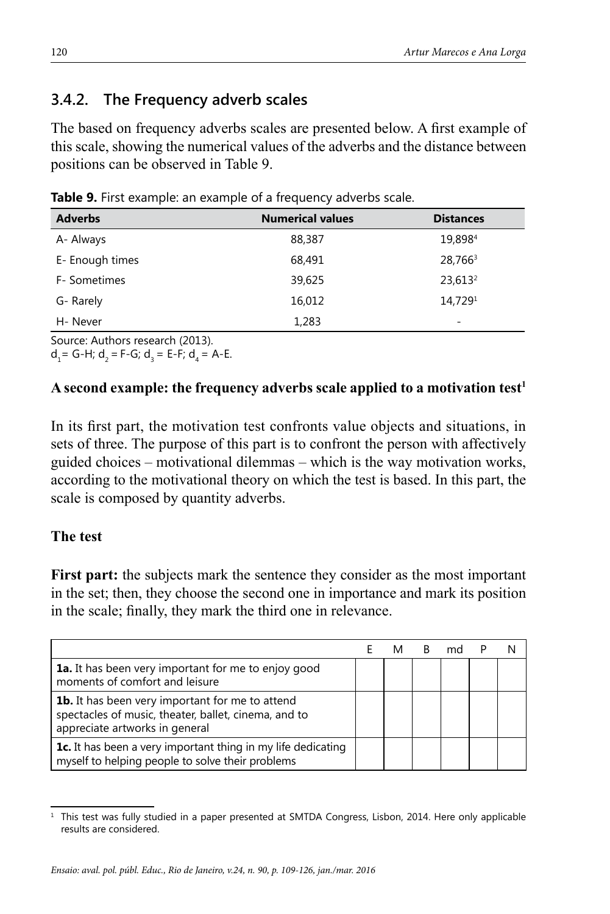## 3.4.2. The Frequency adverb scales

The based on frequency adverbs scales are presented below. A first example of this scale, showing the numerical values of the adverbs and the distance between positions can be observed in Table 9.

**Table 9.** First example: an example of a frequency adverbs scale.

| Adverbs | Numerical values | Distances |
|---|---|---|
| A- Always | 88,387 | 19,898[4] |
| E- Enough times | 68,491 | 28,766[3] |
| F- Sometimes | 39,625 | 23,613[2] |
| G- Rarely | 16,012 | 14,729[1] |
| H- Never | 1,283 | - |

Source: Authors research (2013).
$d_1$= G-H; $d_2$ = F-G; $d_3$ = E-F; $d_4$ = A-E.

**A second example: the frequency adverbs scale applied to a motivation test[1]**

In its first part, the motivation test confronts value objects and situations, in sets of three. The purpose of this part is to confront the person with affectively guided choices – motivational dilemmas – which is the way motivation works, according to the motivational theory on which the test is based. In this part, the scale is composed by quantity adverbs.

**The test**

**First part:** the subjects mark the sentence they consider as the most important in the set; then, they choose the second one in importance and mark its position in the scale; finally, they mark the third one in relevance.

| | E | M | B | md | P | N |
|---|---|---|---|---|---|---|
| **1a.** It has been very important for me to enjoy good moments of comfort and leisure | | | | | | |
| **1b.** It has been very important for me to attend spectacles of music, theater, ballet, cinema, and to appreciate artworks in general | | | | | | |
| **1c.** It has been a very important thing in my life dedicating myself to helping people to solve their problems | | | | | | |

[1] This test was fully studied in a paper presented at SMTDA Congress, Lisbon, 2014. Here only applicable results are considered.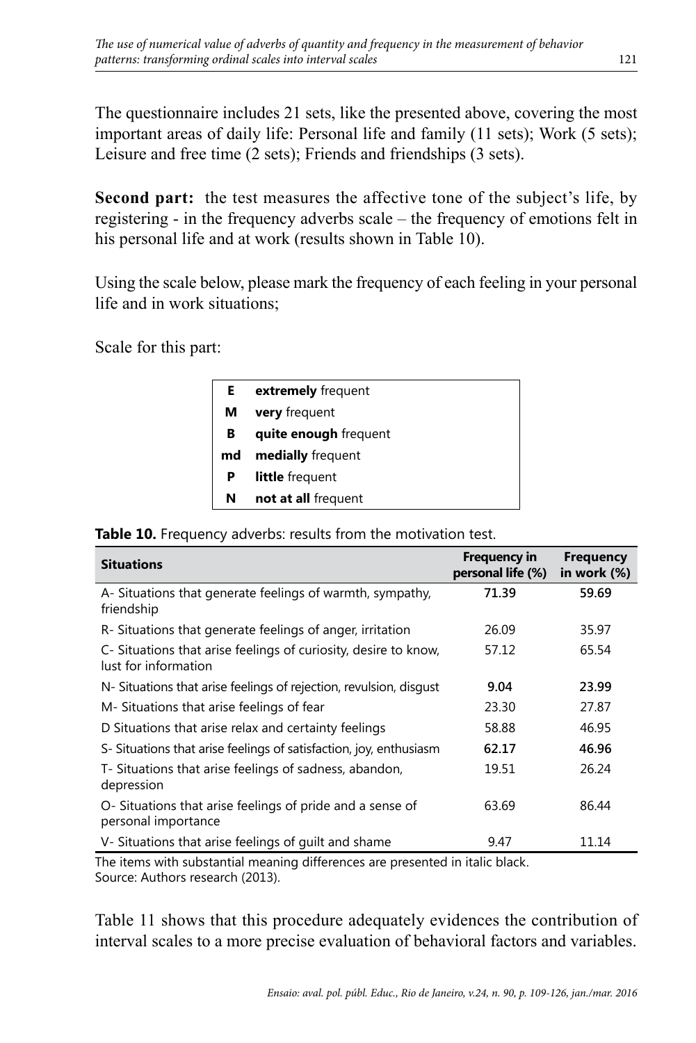The questionnaire includes 21 sets, like the presented above, covering the most important areas of daily life: Personal life and family (11 sets); Work (5 sets); Leisure and free time (2 sets); Friends and friendships (3 sets).

**Second part:** the test measures the affective tone of the subject's life, by registering - in the frequency adverbs scale – the frequency of emotions felt in his personal life and at work (results shown in Table 10).

Using the scale below, please mark the frequency of each feeling in your personal life and in work situations;

Scale for this part:

| | |
|---|---|
| **E** | **extremely** frequent |
| **M** | **very** frequent |
| **B** | **quite enough** frequent |
| **md** | **medially** frequent |
| **P** | **little** frequent |
| **N** | **not at all** frequent |

**Table 10.** Frequency adverbs: results from the motivation test.

| Situations | Frequency in personal life (%) | Frequency in work (%) |
|---|---|---|
| A- Situations that generate feelings of warmth, sympathy, friendship | **71.39** | **59.69** |
| R- Situations that generate feelings of anger, irritation | 26.09 | 35.97 |
| C- Situations that arise feelings of curiosity, desire to know, lust for information | 57.12 | 65.54 |
| N- Situations that arise feelings of rejection, revulsion, disgust | **9.04** | **23.99** |
| M- Situations that arise feelings of fear | 23.30 | 27.87 |
| D Situations that arise relax and certainty feelings | 58.88 | 46.95 |
| S- Situations that arise feelings of satisfaction, joy, enthusiasm | **62.17** | **46.96** |
| T- Situations that arise feelings of sadness, abandon, depression | 19.51 | 26.24 |
| O- Situations that arise feelings of pride and a sense of personal importance | 63.69 | 86.44 |
| V- Situations that arise feelings of guilt and shame | 9.47 | 11.14 |

The items with substantial meaning differences are presented in italic black.
Source: Authors research (2013).

Table 11 shows that this procedure adequately evidences the contribution of interval scales to a more precise evaluation of behavioral factors and variables.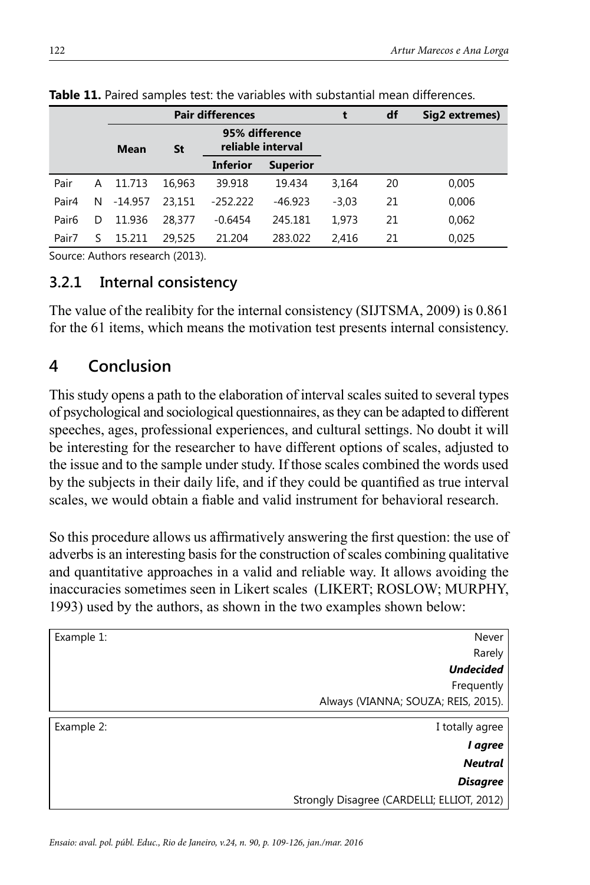**Table 11.** Paired samples test: the variables with substantial mean differences.

| | | Pair differences | | | | t | df | Sig2 extremes) |
|---|---|---|---|---|---|---|---|---|
| | | Mean | St | 95% difference reliable interval | | | | |
| | | | | Inferior | Superior | | | |
| Pair | A | 11.713 | 16,963 | 39.918 | 19.434 | 3,164 | 20 | 0,005 |
| Pair4 | N | -14.957 | 23,151 | -252.222 | -46.923 | -3,03 | 21 | 0,006 |
| Pair6 | D | 11.936 | 28,377 | -0.6454 | 245.181 | 1,973 | 21 | 0,062 |
| Pair7 | S | 15.211 | 29,525 | 21.204 | 283.022 | 2,416 | 21 | 0,025 |

Source: Authors research (2013).

### 3.2.1 Internal consistency

The value of the realibity for the internal consistency (SIJTSMA, 2009) is 0.861 for the 61 items, which means the motivation test presents internal consistency.

## 4 Conclusion

This study opens a path to the elaboration of interval scales suited to several types of psychological and sociological questionnaires, as they can be adapted to different speeches, ages, professional experiences, and cultural settings. No doubt it will be interesting for the researcher to have different options of scales, adjusted to the issue and to the sample under study. If those scales combined the words used by the subjects in their daily life, and if they could be quantified as true interval scales, we would obtain a fiable and valid instrument for behavioral research.

So this procedure allows us affirmatively answering the first question: the use of adverbs is an interesting basis for the construction of scales combining qualitative and quantitative approaches in a valid and reliable way. It allows avoiding the inaccuracies sometimes seen in Likert scales (LIKERT; ROSLOW; MURPHY, 1993) used by the authors, as shown in the two examples shown below:

| Example 1: | |
|---|---|
| | Never |
| | Rarely |
| | ***Undecided*** |
| | Frequently |
| | Always (VIANNA; SOUZA; REIS, 2015). |

| Example 2: | |
|---|---|
| | I totally agree |
| | ***I agree*** |
| | ***Neutral*** |
| | ***Disagree*** |
| | Strongly Disagree (CARDELLI; ELLIOT, 2012) |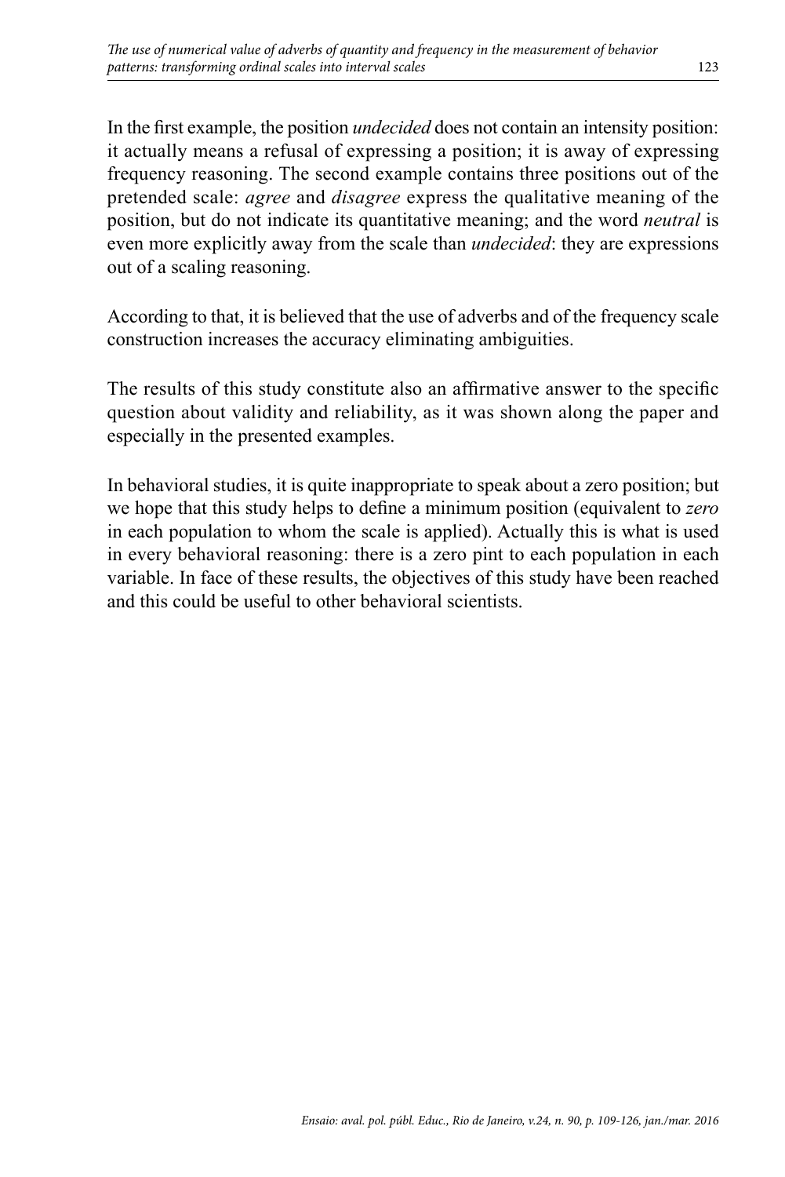In the first example, the position *undecided* does not contain an intensity position: it actually means a refusal of expressing a position; it is away of expressing frequency reasoning. The second example contains three positions out of the pretended scale: *agree* and *disagree* express the qualitative meaning of the position, but do not indicate its quantitative meaning; and the word *neutral* is even more explicitly away from the scale than *undecided*: they are expressions out of a scaling reasoning.

According to that, it is believed that the use of adverbs and of the frequency scale construction increases the accuracy eliminating ambiguities.

The results of this study constitute also an affirmative answer to the specific question about validity and reliability, as it was shown along the paper and especially in the presented examples.

In behavioral studies, it is quite inappropriate to speak about a zero position; but we hope that this study helps to define a minimum position (equivalent to *zero* in each population to whom the scale is applied). Actually this is what is used in every behavioral reasoning: there is a zero pint to each population in each variable. In face of these results, the objectives of this study have been reached and this could be useful to other behavioral scientists.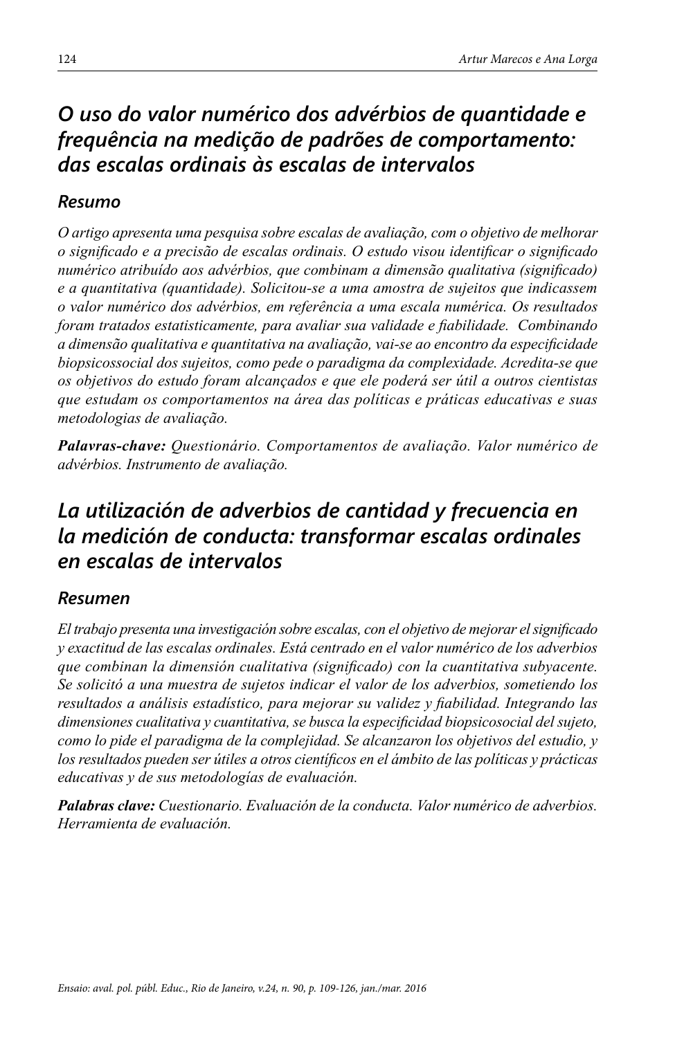## *O uso do valor numérico dos advérbios de quantidade e frequência na medição de padrões de comportamento: das escalas ordinais às escalas de intervalos*

### *Resumo*

*O artigo apresenta uma pesquisa sobre escalas de avaliação, com o objetivo de melhorar o significado e a precisão de escalas ordinais. O estudo visou identificar o significado numérico atribuído aos advérbios, que combinam a dimensão qualitativa (significado) e a quantitativa (quantidade). Solicitou-se a uma amostra de sujeitos que indicassem o valor numérico dos advérbios, em referência a uma escala numérica. Os resultados foram tratados estatisticamente, para avaliar sua validade e fiabilidade. Combinando a dimensão qualitativa e quantitativa na avaliação, vai-se ao encontro da especificidade biopsicossocial dos sujeitos, como pede o paradigma da complexidade. Acredita-se que os objetivos do estudo foram alcançados e que ele poderá ser útil a outros cientistas que estudam os comportamentos na área das políticas e práticas educativas e suas metodologias de avaliação.*

***Palavras-chave:*** *Questionário. Comportamentos de avaliação. Valor numérico de advérbios. Instrumento de avaliação.*

## *La utilización de adverbios de cantidad y frecuencia en la medición de conducta: transformar escalas ordinales en escalas de intervalos*

### *Resumen*

*El trabajo presenta una investigación sobre escalas, con el objetivo de mejorar el significado y exactitud de las escalas ordinales. Está centrado en el valor numérico de los adverbios que combinan la dimensión cualitativa (significado) con la cuantitativa subyacente. Se solicitó a una muestra de sujetos indicar el valor de los adverbios, sometiendo los resultados a análisis estadístico, para mejorar su validez y fiabilidad. Integrando las dimensiones cualitativa y cuantitativa, se busca la especificidad biopsicosocial del sujeto, como lo pide el paradigma de la complejidad. Se alcanzaron los objetivos del estudio, y los resultados pueden ser útiles a otros científicos en el ámbito de las políticas y prácticas educativas y de sus metodologías de evaluación.*

***Palabras clave:*** *Cuestionario. Evaluación de la conducta. Valor numérico de adverbios. Herramienta de evaluación.*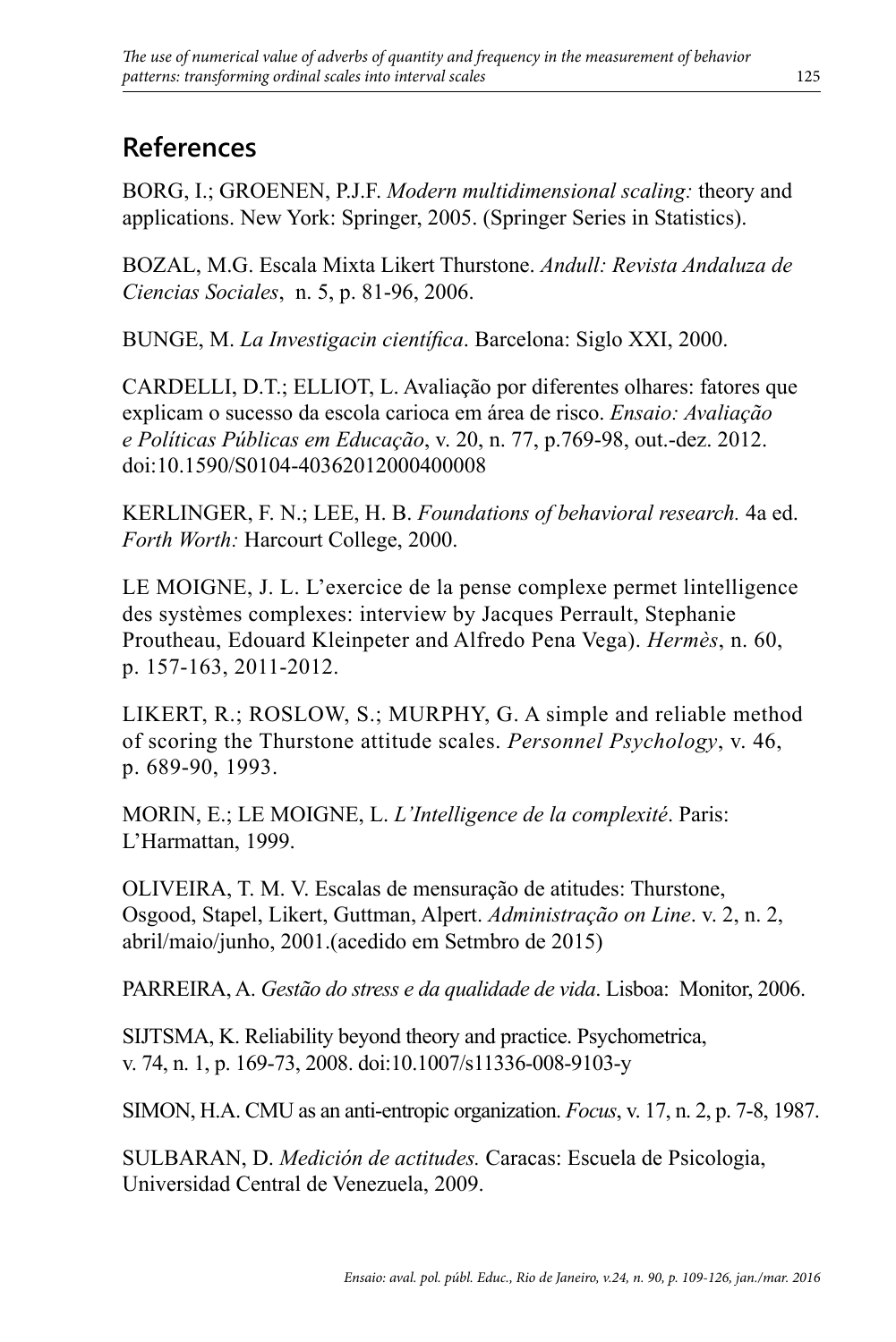## References

BORG, I.; GROENEN, P.J.F. *Modern multidimensional scaling:* theory and applications. New York: Springer, 2005. (Springer Series in Statistics).

BOZAL, M.G. Escala Mixta Likert Thurstone. *Andull: Revista Andaluza de Ciencias Sociales*, n. 5, p. 81-96, 2006.

BUNGE, M. *La Investigacin científica*. Barcelona: Siglo XXI, 2000.

CARDELLI, D.T.; ELLIOT, L. Avaliação por diferentes olhares: fatores que explicam o sucesso da escola carioca em área de risco. *Ensaio: Avaliação e Políticas Públicas em Educação*, v. 20, n. 77, p.769-98, out.-dez. 2012. doi:10.1590/S0104-40362012000400008

KERLINGER, F. N.; LEE, H. B. *Foundations of behavioral research.* 4a ed. *Forth Worth:* Harcourt College, 2000.

LE MOIGNE, J. L. L'exercice de la pense complexe permet lintelligence des systèmes complexes: interview by Jacques Perrault, Stephanie Proutheau, Edouard Kleinpeter and Alfredo Pena Vega). *Hermès*, n. 60, p. 157-163, 2011-2012.

LIKERT, R.; ROSLOW, S.; MURPHY, G. A simple and reliable method of scoring the Thurstone attitude scales. *Personnel Psychology*, v. 46, p. 689-90, 1993.

MORIN, E.; LE MOIGNE, L. *L'Intelligence de la complexité*. Paris: L'Harmattan, 1999.

OLIVEIRA, T. M. V. Escalas de mensuração de atitudes: Thurstone, Osgood, Stapel, Likert, Guttman, Alpert. *Administração on Line*. v. 2, n. 2, abril/maio/junho, 2001.(acedido em Setmbro de 2015)

PARREIRA, A. *Gestão do stress e da qualidade de vida*. Lisboa: Monitor, 2006.

SIJTSMA, K. Reliability beyond theory and practice. Psychometrica, v. 74, n. 1, p. 169-73, 2008. doi:10.1007/s11336-008-9103-y

SIMON, H.A. CMU as an anti-entropic organization. *Focus*, v. 17, n. 2, p. 7-8, 1987.

SULBARAN, D. *Medición de actitudes.* Caracas: Escuela de Psicologia, Universidad Central de Venezuela, 2009.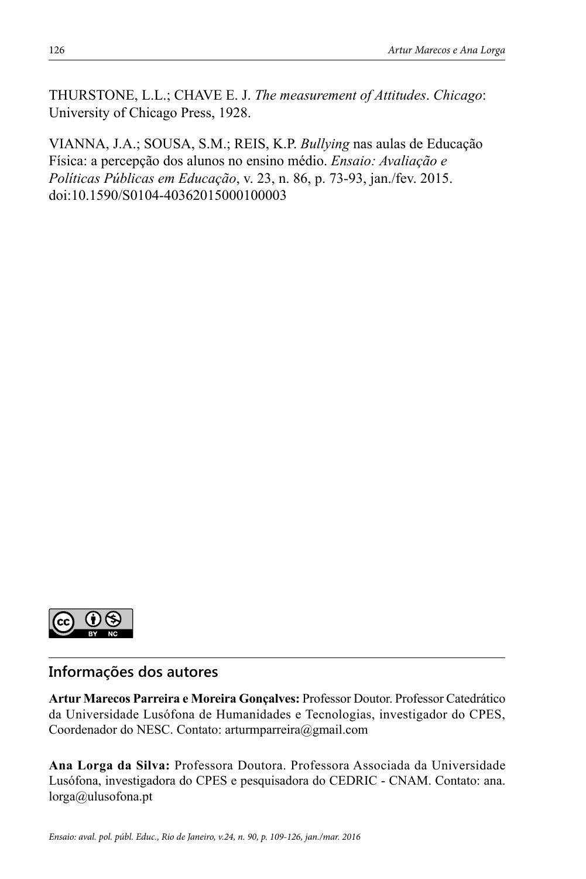THURSTONE, L.L.; CHAVE E. J. *The measurement of Attitudes*. *Chicago*: University of Chicago Press, 1928.

VIANNA, J.A.; SOUSA, S.M.; REIS, K.P. *Bullying* nas aulas de Educação Física: a percepção dos alunos no ensino médio. *Ensaio: Avaliação e Políticas Públicas em Educação*, v. 23, n. 86, p. 73-93, jan./fev. 2015. doi:10.1590/S0104-40362015000100003

## Informações dos autores

**Artur Marecos Parreira e Moreira Gonçalves:** Professor Doutor. Professor Catedrático da Universidade Lusófona de Humanidades e Tecnologias, investigador do CPES, Coordenador do NESC. Contato: arturmparreira@gmail.com

**Ana Lorga da Silva:** Professora Doutora. Professora Associada da Universidade Lusófona, investigadora do CPES e pesquisadora do CEDRIC - CNAM. Contato: ana.lorga@ulusofona.pt